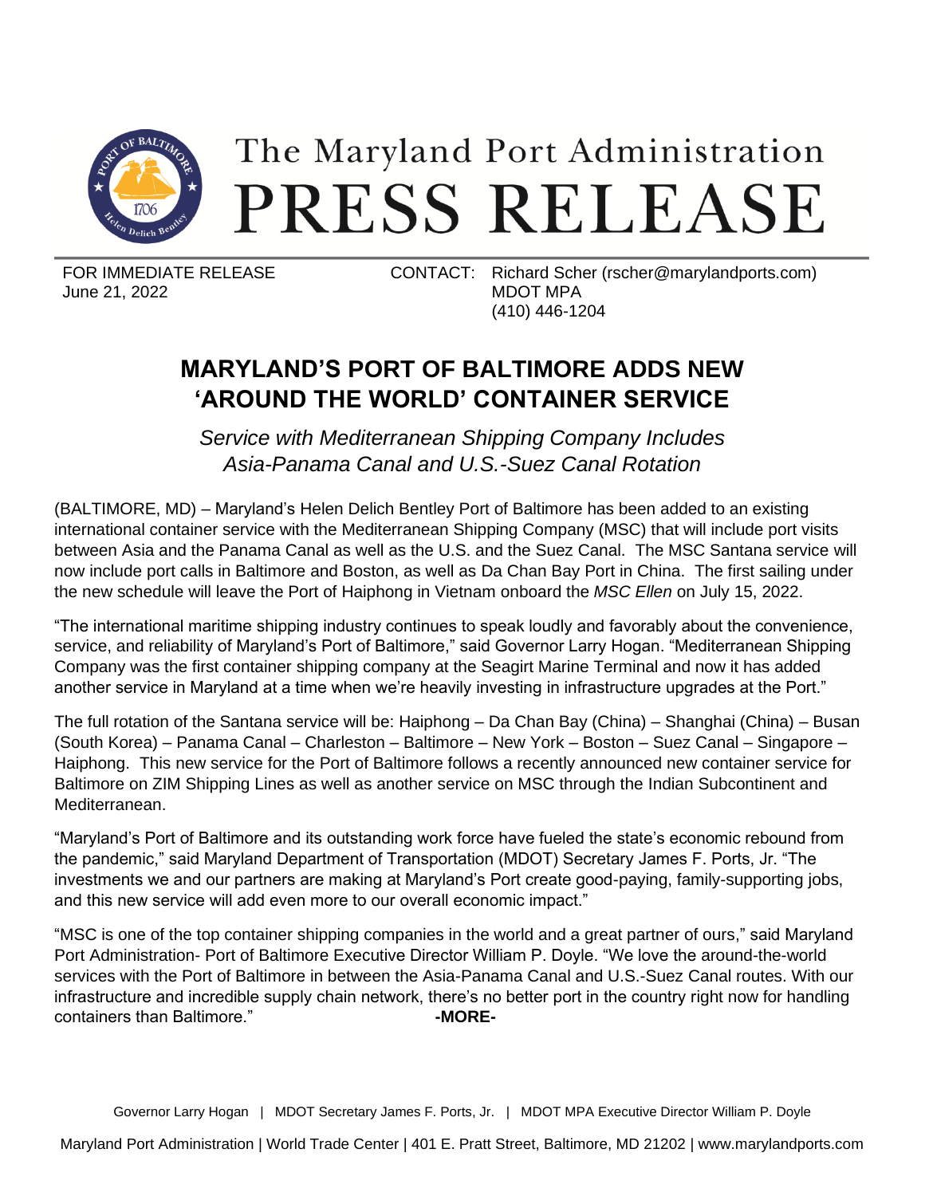# The Maryland Port Administration
# PRESS RELEASE

FOR IMMEDIATE RELEASE
June 21, 2022

CONTACT: Richard Scher (rscher@marylandports.com)
MDOT MPA
(410) 446-1204

## MARYLAND'S PORT OF BALTIMORE ADDS NEW 'AROUND THE WORLD' CONTAINER SERVICE

*Service with Mediterranean Shipping Company Includes Asia-Panama Canal and U.S.-Suez Canal Rotation*

(BALTIMORE, MD) – Maryland's Helen Delich Bentley Port of Baltimore has been added to an existing international container service with the Mediterranean Shipping Company (MSC) that will include port visits between Asia and the Panama Canal as well as the U.S. and the Suez Canal. The MSC Santana service will now include port calls in Baltimore and Boston, as well as Da Chan Bay Port in China. The first sailing under the new schedule will leave the Port of Haiphong in Vietnam onboard the *MSC Ellen* on July 15, 2022.

"The international maritime shipping industry continues to speak loudly and favorably about the convenience, service, and reliability of Maryland's Port of Baltimore," said Governor Larry Hogan. "Mediterranean Shipping Company was the first container shipping company at the Seagirt Marine Terminal and now it has added another service in Maryland at a time when we're heavily investing in infrastructure upgrades at the Port."

The full rotation of the Santana service will be: Haiphong – Da Chan Bay (China) – Shanghai (China) – Busan (South Korea) – Panama Canal – Charleston – Baltimore – New York – Boston – Suez Canal – Singapore – Haiphong. This new service for the Port of Baltimore follows a recently announced new container service for Baltimore on ZIM Shipping Lines as well as another service on MSC through the Indian Subcontinent and Mediterranean.

"Maryland's Port of Baltimore and its outstanding work force have fueled the state's economic rebound from the pandemic," said Maryland Department of Transportation (MDOT) Secretary James F. Ports, Jr. "The investments we and our partners are making at Maryland's Port create good-paying, family-supporting jobs, and this new service will add even more to our overall economic impact."

"MSC is one of the top container shipping companies in the world and a great partner of ours," said Maryland Port Administration- Port of Baltimore Executive Director William P. Doyle. "We love the around-the-world services with the Port of Baltimore in between the Asia-Panama Canal and U.S.-Suez Canal routes. With our infrastructure and incredible supply chain network, there's no better port in the country right now for handling containers than Baltimore."

**-MORE-**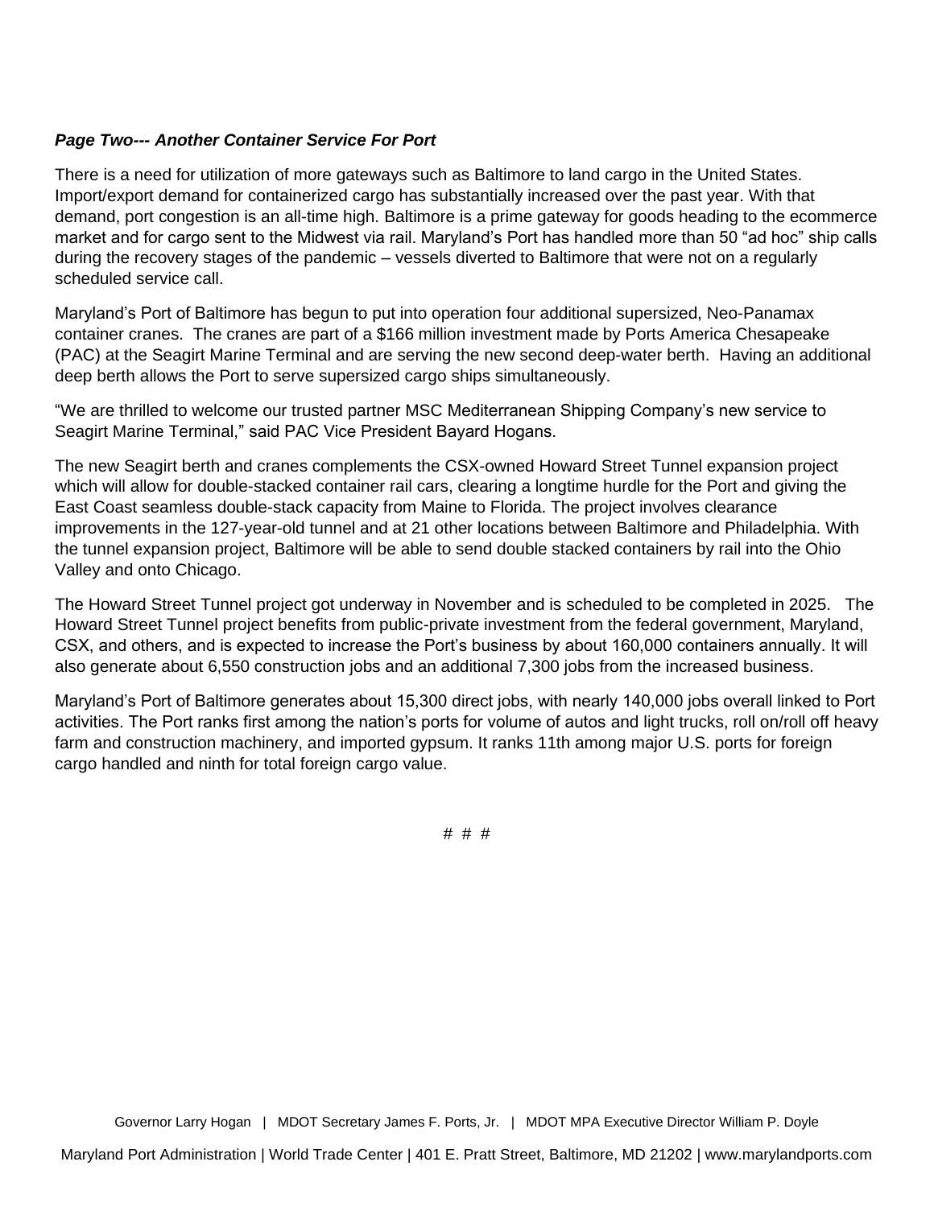***Page Two--- Another Container Service For Port***

There is a need for utilization of more gateways such as Baltimore to land cargo in the United States. Import/export demand for containerized cargo has substantially increased over the past year. With that demand, port congestion is an all-time high. Baltimore is a prime gateway for goods heading to the ecommerce market and for cargo sent to the Midwest via rail. Maryland's Port has handled more than 50 "ad hoc" ship calls during the recovery stages of the pandemic – vessels diverted to Baltimore that were not on a regularly scheduled service call.

Maryland's Port of Baltimore has begun to put into operation four additional supersized, Neo-Panamax container cranes. The cranes are part of a $166 million investment made by Ports America Chesapeake (PAC) at the Seagirt Marine Terminal and are serving the new second deep-water berth. Having an additional deep berth allows the Port to serve supersized cargo ships simultaneously.

"We are thrilled to welcome our trusted partner MSC Mediterranean Shipping Company's new service to Seagirt Marine Terminal," said PAC Vice President Bayard Hogans.

The new Seagirt berth and cranes complements the CSX-owned Howard Street Tunnel expansion project which will allow for double-stacked container rail cars, clearing a longtime hurdle for the Port and giving the East Coast seamless double-stack capacity from Maine to Florida. The project involves clearance improvements in the 127-year-old tunnel and at 21 other locations between Baltimore and Philadelphia. With the tunnel expansion project, Baltimore will be able to send double stacked containers by rail into the Ohio Valley and onto Chicago.

The Howard Street Tunnel project got underway in November and is scheduled to be completed in 2025. The Howard Street Tunnel project benefits from public-private investment from the federal government, Maryland, CSX, and others, and is expected to increase the Port's business by about 160,000 containers annually. It will also generate about 6,550 construction jobs and an additional 7,300 jobs from the increased business.

Maryland's Port of Baltimore generates about 15,300 direct jobs, with nearly 140,000 jobs overall linked to Port activities. The Port ranks first among the nation's ports for volume of autos and light trucks, roll on/roll off heavy farm and construction machinery, and imported gypsum. It ranks 11th among major U.S. ports for foreign cargo handled and ninth for total foreign cargo value.

# # #